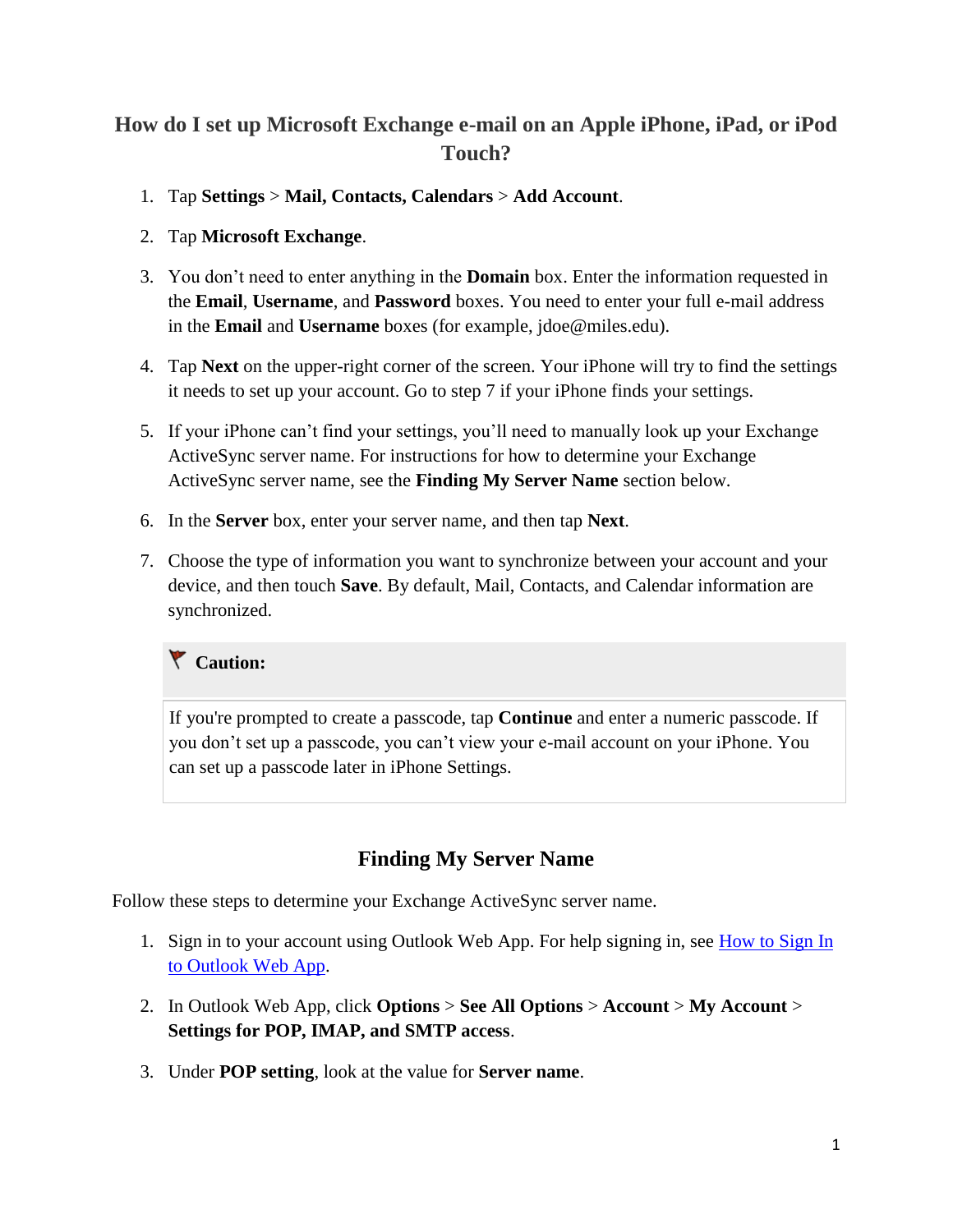# How do I set up Microsoft Exchange e-mail on an Apple iPhone, iPad, or iPod Touch?

1. Tap **Settings** > **Mail, Contacts, Calendars** > **Add Account**.
2. Tap **Microsoft Exchange**.
3. You don't need to enter anything in the **Domain** box. Enter the information requested in the **Email**, **Username**, and **Password** boxes. You need to enter your full e-mail address in the **Email** and **Username** boxes (for example, jdoe@miles.edu).
4. Tap **Next** on the upper-right corner of the screen. Your iPhone will try to find the settings it needs to set up your account. Go to step 7 if your iPhone finds your settings.
5. If your iPhone can't find your settings, you'll need to manually look up your Exchange ActiveSync server name. For instructions for how to determine your Exchange ActiveSync server name, see the **Finding My Server Name** section below.
6. In the **Server** box, enter your server name, and then tap **Next**.
7. Choose the type of information you want to synchronize between your account and your device, and then touch **Save**. By default, Mail, Contacts, and Calendar information are synchronized.

> **Caution:**
>
> If you're prompted to create a passcode, tap **Continue** and enter a numeric passcode. If you don't set up a passcode, you can't view your e-mail account on your iPhone. You can set up a passcode later in iPhone Settings.

## Finding My Server Name

Follow these steps to determine your Exchange ActiveSync server name.

1. Sign in to your account using Outlook Web App. For help signing in, see How to Sign In to Outlook Web App.
2. In Outlook Web App, click **Options** > **See All Options** > **Account** > **My Account** > **Settings for POP, IMAP, and SMTP access**.
3. Under **POP setting**, look at the value for **Server name**.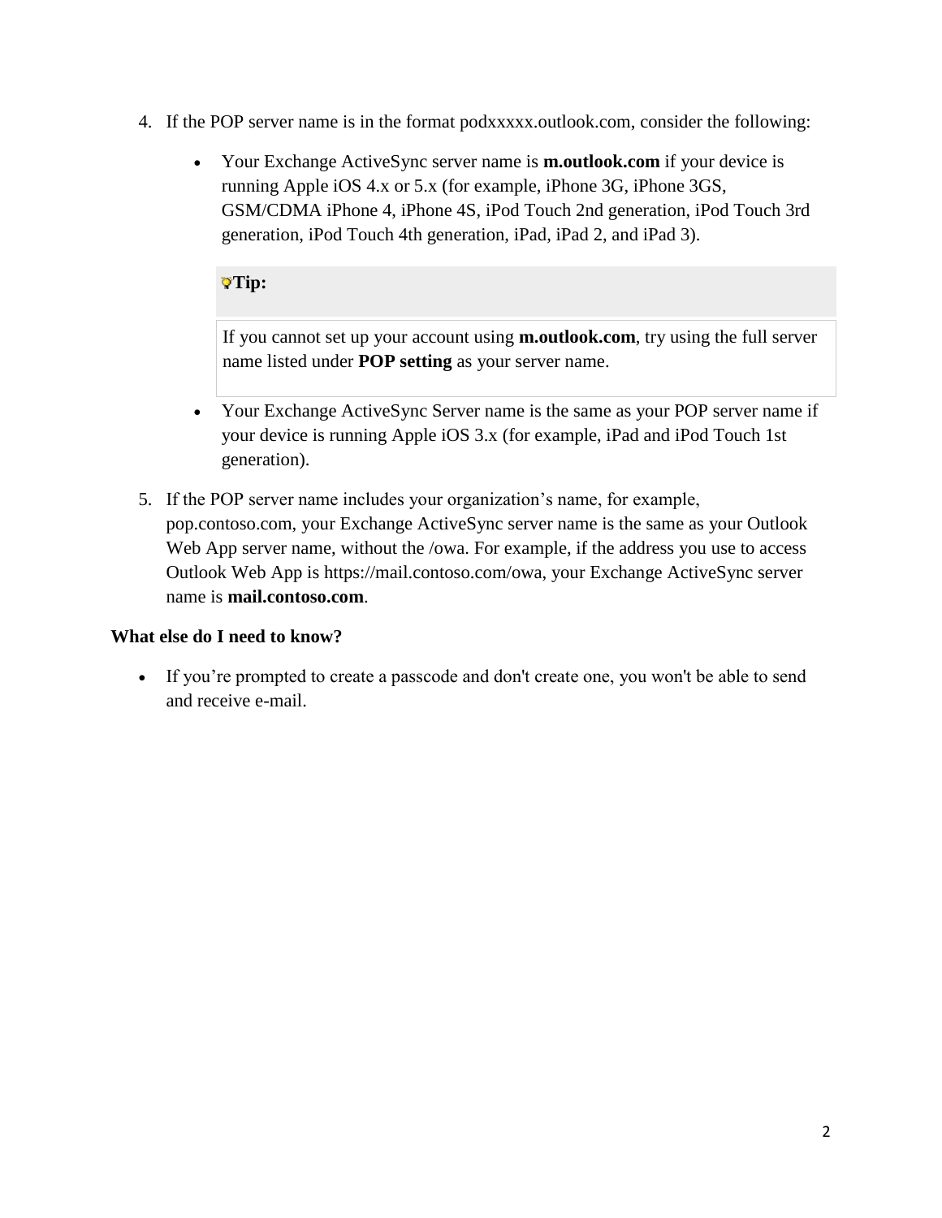4. If the POP server name is in the format podxxxxx.outlook.com, consider the following:

   - Your Exchange ActiveSync server name is **m.outlook.com** if your device is running Apple iOS 4.x or 5.x (for example, iPhone 3G, iPhone 3GS, GSM/CDMA iPhone 4, iPhone 4S, iPod Touch 2nd generation, iPod Touch 3rd generation, iPod Touch 4th generation, iPad, iPad 2, and iPad 3).

     > **Tip:**
     >
     > If you cannot set up your account using **m.outlook.com**, try using the full server name listed under **POP setting** as your server name.

   - Your Exchange ActiveSync Server name is the same as your POP server name if your device is running Apple iOS 3.x (for example, iPad and iPod Touch 1st generation).

5. If the POP server name includes your organization's name, for example, pop.contoso.com, your Exchange ActiveSync server name is the same as your Outlook Web App server name, without the /owa. For example, if the address you use to access Outlook Web App is https://mail.contoso.com/owa, your Exchange ActiveSync server name is **mail.contoso.com**.

**What else do I need to know?**

- If you're prompted to create a passcode and don't create one, you won't be able to send and receive e-mail.